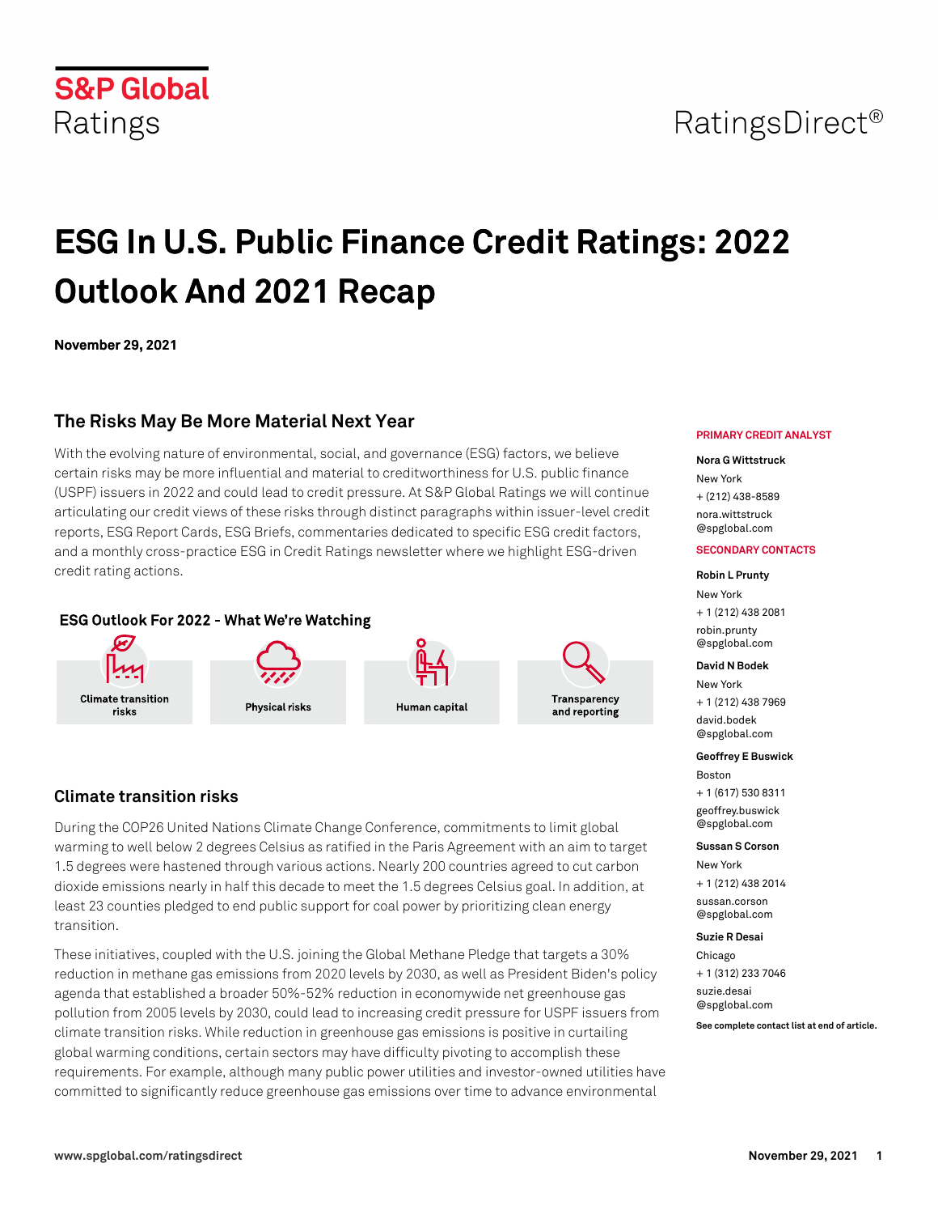S&P Global Ratings

RatingsDirect®

# ESG In U.S. Public Finance Credit Ratings: 2022 Outlook And 2021 Recap

**November 29, 2021**

**PRIMARY CREDIT ANALYST**

**Nora G Wittstruck**
New York
+ (212) 438-8589
nora.wittstruck@spglobal.com

**SECONDARY CONTACTS**

**Robin L Prunty**
New York
+ 1 (212) 438 2081
robin.prunty@spglobal.com

**David N Bodek**
New York
+ 1 (212) 438 7969
david.bodek@spglobal.com

**Geoffrey E Buswick**
Boston
+ 1 (617) 530 8311
geoffrey.buswick@spglobal.com

**Sussan S Corson**
New York
+ 1 (212) 438 2014
sussan.corson@spglobal.com

**Suzie R Desai**
Chicago
+ 1 (312) 233 7046
suzie.desai@spglobal.com

**See complete contact list at end of article.**

## The Risks May Be More Material Next Year

With the evolving nature of environmental, social, and governance (ESG) factors, we believe certain risks may be more influential and material to creditworthiness for U.S. public finance (USPF) issuers in 2022 and could lead to credit pressure. At S&P Global Ratings we will continue articulating our credit views of these risks through distinct paragraphs within issuer-level credit reports, ESG Report Cards, ESG Briefs, commentaries dedicated to specific ESG credit factors, and a monthly cross-practice ESG in Credit Ratings newsletter where we highlight ESG-driven credit rating actions.

**ESG Outlook For 2022 - What We're Watching**

- Climate transition risks
- Physical risks
- Human capital
- Transparency and reporting

## Climate transition risks

During the COP26 United Nations Climate Change Conference, commitments to limit global warming to well below 2 degrees Celsius as ratified in the Paris Agreement with an aim to target 1.5 degrees were hastened through various actions. Nearly 200 countries agreed to cut carbon dioxide emissions nearly in half this decade to meet the 1.5 degrees Celsius goal. In addition, at least 23 counties pledged to end public support for coal power by prioritizing clean energy transition.

These initiatives, coupled with the U.S. joining the Global Methane Pledge that targets a 30% reduction in methane gas emissions from 2020 levels by 2030, as well as President Biden's policy agenda that established a broader 50%-52% reduction in economywide net greenhouse gas pollution from 2005 levels by 2030, could lead to increasing credit pressure for USPF issuers from climate transition risks. While reduction in greenhouse gas emissions is positive in curtailing global warming conditions, certain sectors may have difficulty pivoting to accomplish these requirements. For example, although many public power utilities and investor-owned utilities have committed to significantly reduce greenhouse gas emissions over time to advance environmental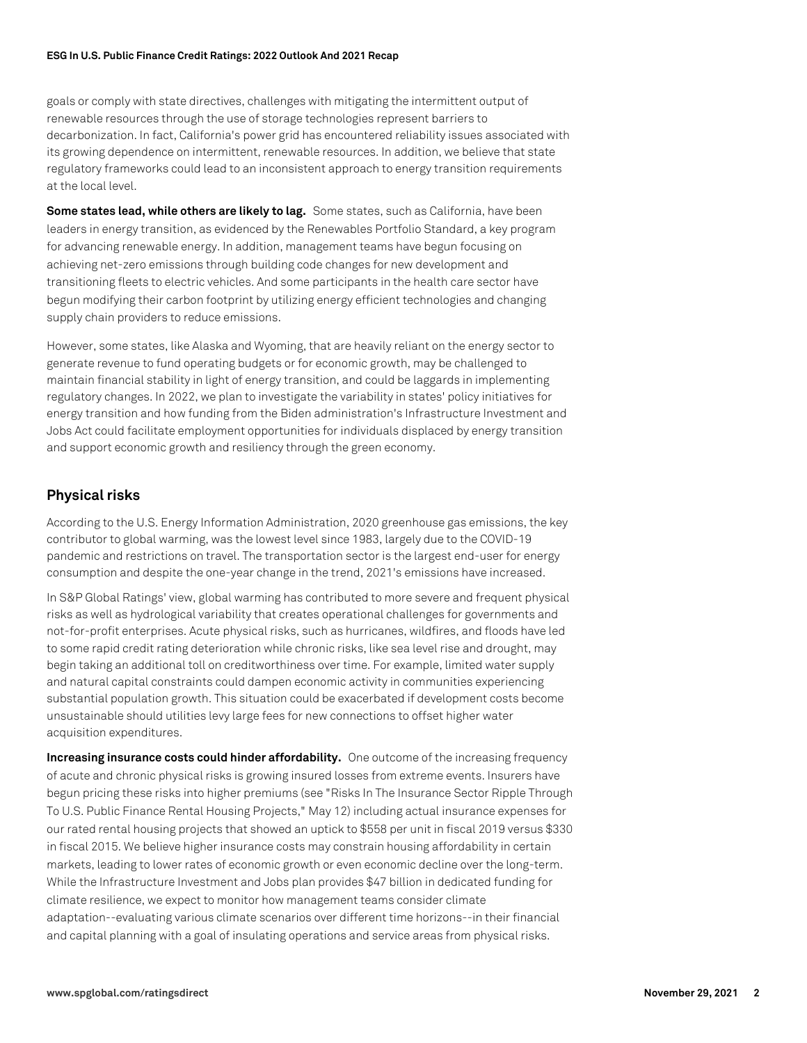goals or comply with state directives, challenges with mitigating the intermittent output of renewable resources through the use of storage technologies represent barriers to decarbonization. In fact, California's power grid has encountered reliability issues associated with its growing dependence on intermittent, renewable resources. In addition, we believe that state regulatory frameworks could lead to an inconsistent approach to energy transition requirements at the local level.

**Some states lead, while others are likely to lag.** Some states, such as California, have been leaders in energy transition, as evidenced by the Renewables Portfolio Standard, a key program for advancing renewable energy. In addition, management teams have begun focusing on achieving net-zero emissions through building code changes for new development and transitioning fleets to electric vehicles. And some participants in the health care sector have begun modifying their carbon footprint by utilizing energy efficient technologies and changing supply chain providers to reduce emissions.

However, some states, like Alaska and Wyoming, that are heavily reliant on the energy sector to generate revenue to fund operating budgets or for economic growth, may be challenged to maintain financial stability in light of energy transition, and could be laggards in implementing regulatory changes. In 2022, we plan to investigate the variability in states' policy initiatives for energy transition and how funding from the Biden administration's Infrastructure Investment and Jobs Act could facilitate employment opportunities for individuals displaced by energy transition and support economic growth and resiliency through the green economy.

## Physical risks

According to the U.S. Energy Information Administration, 2020 greenhouse gas emissions, the key contributor to global warming, was the lowest level since 1983, largely due to the COVID-19 pandemic and restrictions on travel. The transportation sector is the largest end-user for energy consumption and despite the one-year change in the trend, 2021's emissions have increased.

In S&P Global Ratings' view, global warming has contributed to more severe and frequent physical risks as well as hydrological variability that creates operational challenges for governments and not-for-profit enterprises. Acute physical risks, such as hurricanes, wildfires, and floods have led to some rapid credit rating deterioration while chronic risks, like sea level rise and drought, may begin taking an additional toll on creditworthiness over time. For example, limited water supply and natural capital constraints could dampen economic activity in communities experiencing substantial population growth. This situation could be exacerbated if development costs become unsustainable should utilities levy large fees for new connections to offset higher water acquisition expenditures.

**Increasing insurance costs could hinder affordability.** One outcome of the increasing frequency of acute and chronic physical risks is growing insured losses from extreme events. Insurers have begun pricing these risks into higher premiums (see "Risks In The Insurance Sector Ripple Through To U.S. Public Finance Rental Housing Projects," May 12) including actual insurance expenses for our rated rental housing projects that showed an uptick to $558 per unit in fiscal 2019 versus $330 in fiscal 2015. We believe higher insurance costs may constrain housing affordability in certain markets, leading to lower rates of economic growth or even economic decline over the long-term. While the Infrastructure Investment and Jobs plan provides $47 billion in dedicated funding for climate resilience, we expect to monitor how management teams consider climate adaptation--evaluating various climate scenarios over different time horizons--in their financial and capital planning with a goal of insulating operations and service areas from physical risks.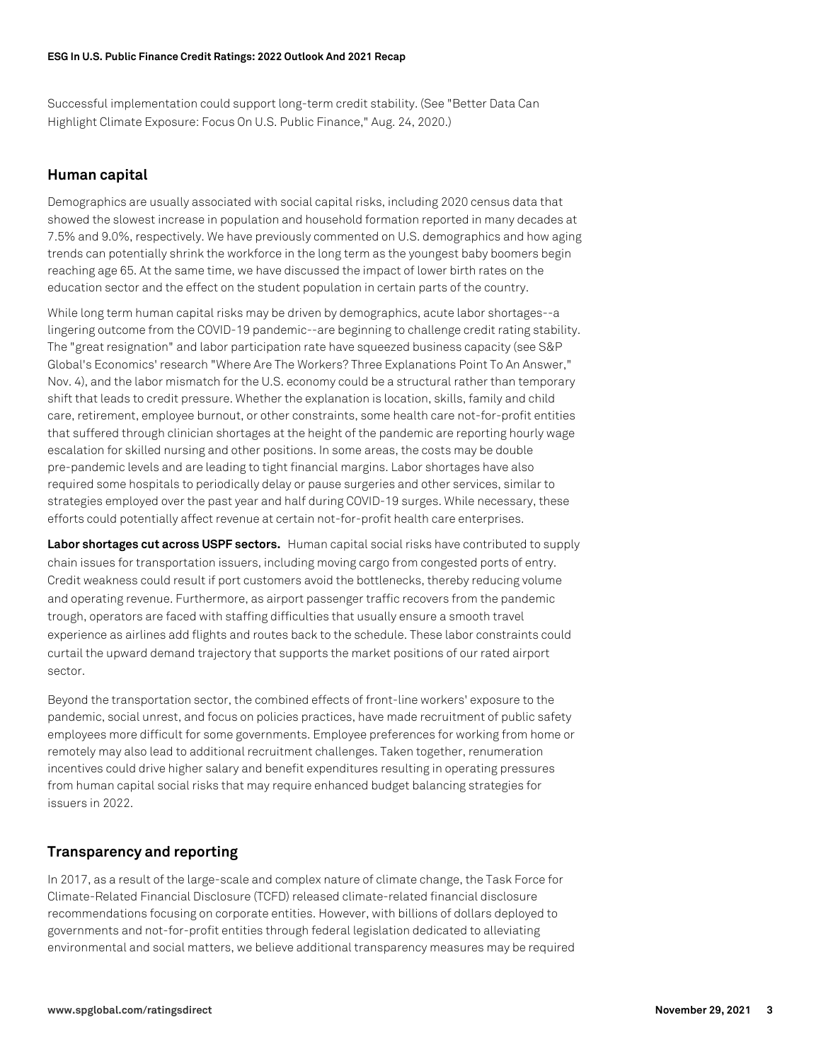Successful implementation could support long-term credit stability. (See "Better Data Can Highlight Climate Exposure: Focus On U.S. Public Finance," Aug. 24, 2020.)

## Human capital

Demographics are usually associated with social capital risks, including 2020 census data that showed the slowest increase in population and household formation reported in many decades at 7.5% and 9.0%, respectively. We have previously commented on U.S. demographics and how aging trends can potentially shrink the workforce in the long term as the youngest baby boomers begin reaching age 65. At the same time, we have discussed the impact of lower birth rates on the education sector and the effect on the student population in certain parts of the country.

While long term human capital risks may be driven by demographics, acute labor shortages--a lingering outcome from the COVID-19 pandemic--are beginning to challenge credit rating stability. The "great resignation" and labor participation rate have squeezed business capacity (see S&P Global's Economics' research "Where Are The Workers? Three Explanations Point To An Answer," Nov. 4), and the labor mismatch for the U.S. economy could be a structural rather than temporary shift that leads to credit pressure. Whether the explanation is location, skills, family and child care, retirement, employee burnout, or other constraints, some health care not-for-profit entities that suffered through clinician shortages at the height of the pandemic are reporting hourly wage escalation for skilled nursing and other positions. In some areas, the costs may be double pre-pandemic levels and are leading to tight financial margins. Labor shortages have also required some hospitals to periodically delay or pause surgeries and other services, similar to strategies employed over the past year and half during COVID-19 surges. While necessary, these efforts could potentially affect revenue at certain not-for-profit health care enterprises.

**Labor shortages cut across USPF sectors.** Human capital social risks have contributed to supply chain issues for transportation issuers, including moving cargo from congested ports of entry. Credit weakness could result if port customers avoid the bottlenecks, thereby reducing volume and operating revenue. Furthermore, as airport passenger traffic recovers from the pandemic trough, operators are faced with staffing difficulties that usually ensure a smooth travel experience as airlines add flights and routes back to the schedule. These labor constraints could curtail the upward demand trajectory that supports the market positions of our rated airport sector.

Beyond the transportation sector, the combined effects of front-line workers' exposure to the pandemic, social unrest, and focus on policies practices, have made recruitment of public safety employees more difficult for some governments. Employee preferences for working from home or remotely may also lead to additional recruitment challenges. Taken together, renumeration incentives could drive higher salary and benefit expenditures resulting in operating pressures from human capital social risks that may require enhanced budget balancing strategies for issuers in 2022.

## Transparency and reporting

In 2017, as a result of the large-scale and complex nature of climate change, the Task Force for Climate-Related Financial Disclosure (TCFD) released climate-related financial disclosure recommendations focusing on corporate entities. However, with billions of dollars deployed to governments and not-for-profit entities through federal legislation dedicated to alleviating environmental and social matters, we believe additional transparency measures may be required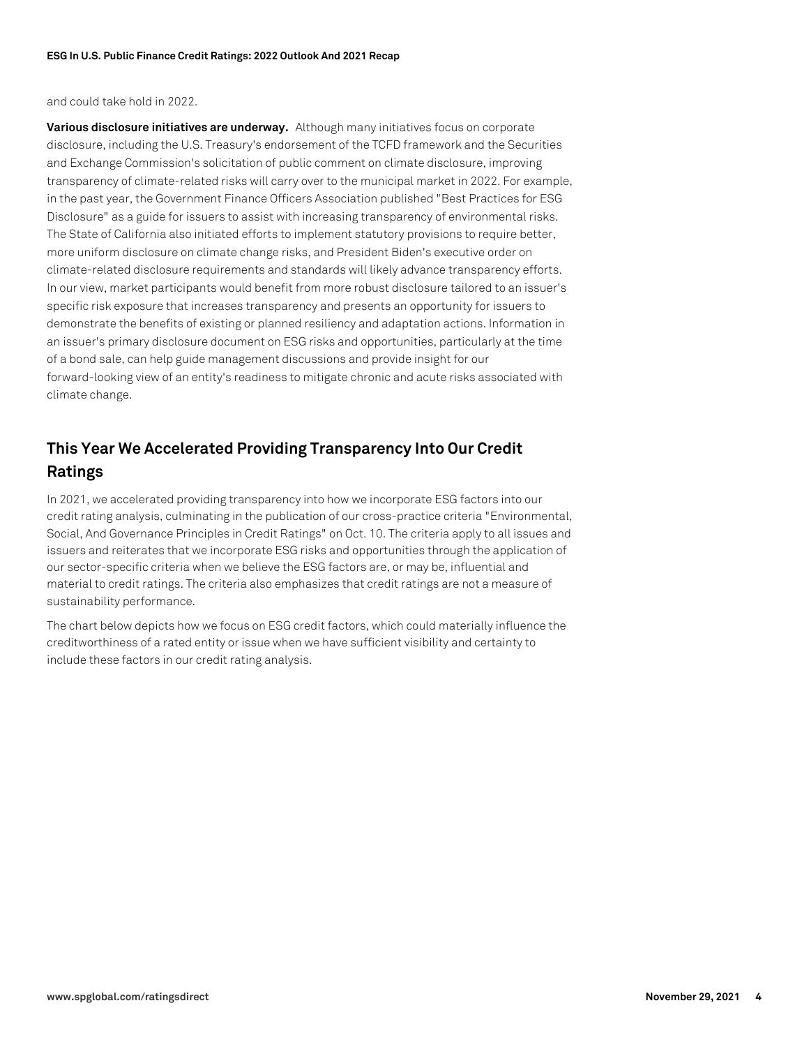and could take hold in 2022.

**Various disclosure initiatives are underway.** Although many initiatives focus on corporate disclosure, including the U.S. Treasury's endorsement of the TCFD framework and the Securities and Exchange Commission's solicitation of public comment on climate disclosure, improving transparency of climate-related risks will carry over to the municipal market in 2022. For example, in the past year, the Government Finance Officers Association published "Best Practices for ESG Disclosure" as a guide for issuers to assist with increasing transparency of environmental risks. The State of California also initiated efforts to implement statutory provisions to require better, more uniform disclosure on climate change risks, and President Biden's executive order on climate-related disclosure requirements and standards will likely advance transparency efforts. In our view, market participants would benefit from more robust disclosure tailored to an issuer's specific risk exposure that increases transparency and presents an opportunity for issuers to demonstrate the benefits of existing or planned resiliency and adaptation actions. Information in an issuer's primary disclosure document on ESG risks and opportunities, particularly at the time of a bond sale, can help guide management discussions and provide insight for our forward-looking view of an entity's readiness to mitigate chronic and acute risks associated with climate change.

## This Year We Accelerated Providing Transparency Into Our Credit Ratings

In 2021, we accelerated providing transparency into how we incorporate ESG factors into our credit rating analysis, culminating in the publication of our cross-practice criteria "Environmental, Social, And Governance Principles in Credit Ratings" on Oct. 10. The criteria apply to all issues and issuers and reiterates that we incorporate ESG risks and opportunities through the application of our sector-specific criteria when we believe the ESG factors are, or may be, influential and material to credit ratings. The criteria also emphasizes that credit ratings are not a measure of sustainability performance.

The chart below depicts how we focus on ESG credit factors, which could materially influence the creditworthiness of a rated entity or issue when we have sufficient visibility and certainty to include these factors in our credit rating analysis.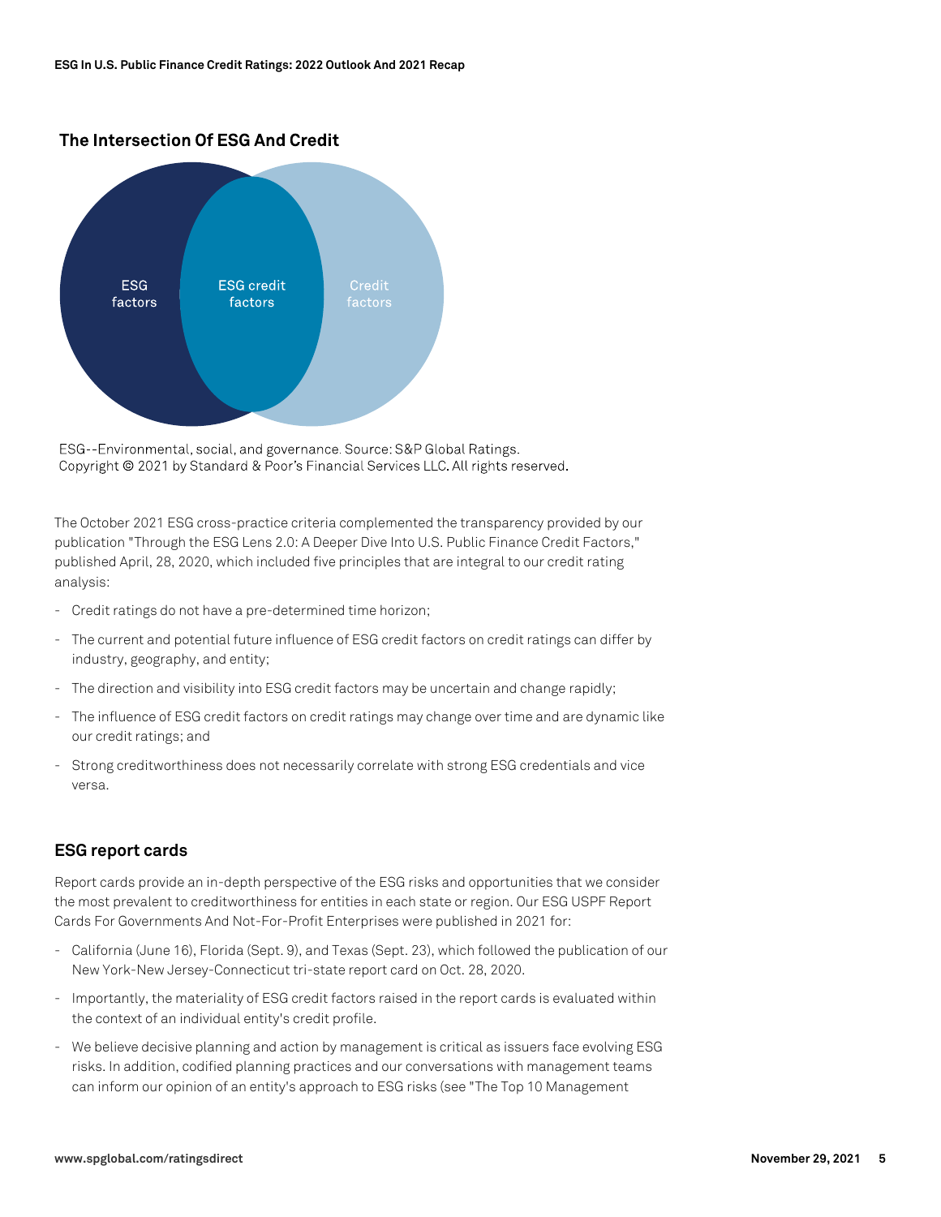### The Intersection Of ESG And Credit

ESG factors | ESG credit factors | Credit factors

ESG--Environmental, social, and governance. Source: S&P Global Ratings.
Copyright © 2021 by Standard & Poor's Financial Services LLC. All rights reserved.

The October 2021 ESG cross-practice criteria complemented the transparency provided by our publication "Through the ESG Lens 2.0: A Deeper Dive Into U.S. Public Finance Credit Factors," published April, 28, 2020, which included five principles that are integral to our credit rating analysis:

- Credit ratings do not have a pre-determined time horizon;
- The current and potential future influence of ESG credit factors on credit ratings can differ by industry, geography, and entity;
- The direction and visibility into ESG credit factors may be uncertain and change rapidly;
- The influence of ESG credit factors on credit ratings may change over time and are dynamic like our credit ratings; and
- Strong creditworthiness does not necessarily correlate with strong ESG credentials and vice versa.

## ESG report cards

Report cards provide an in-depth perspective of the ESG risks and opportunities that we consider the most prevalent to creditworthiness for entities in each state or region. Our ESG USPF Report Cards For Governments And Not-For-Profit Enterprises were published in 2021 for:

- California (June 16), Florida (Sept. 9), and Texas (Sept. 23), which followed the publication of our New York-New Jersey-Connecticut tri-state report card on Oct. 28, 2020.
- Importantly, the materiality of ESG credit factors raised in the report cards is evaluated within the context of an individual entity's credit profile.
- We believe decisive planning and action by management is critical as issuers face evolving ESG risks. In addition, codified planning practices and our conversations with management teams can inform our opinion of an entity's approach to ESG risks (see "The Top 10 Management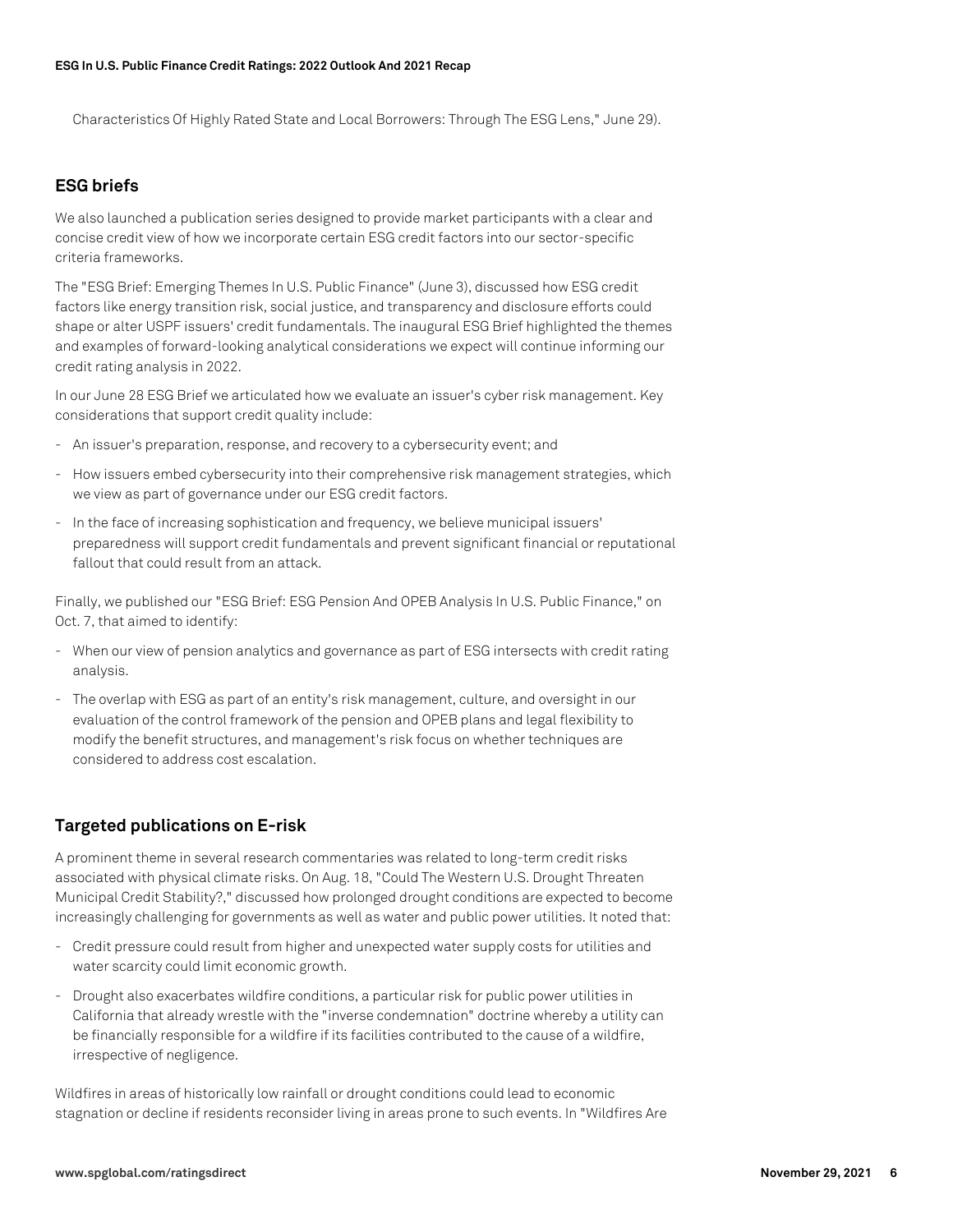Characteristics Of Highly Rated State and Local Borrowers: Through The ESG Lens," June 29).

## ESG briefs

We also launched a publication series designed to provide market participants with a clear and concise credit view of how we incorporate certain ESG credit factors into our sector-specific criteria frameworks.

The "ESG Brief: Emerging Themes In U.S. Public Finance" (June 3), discussed how ESG credit factors like energy transition risk, social justice, and transparency and disclosure efforts could shape or alter USPF issuers' credit fundamentals. The inaugural ESG Brief highlighted the themes and examples of forward-looking analytical considerations we expect will continue informing our credit rating analysis in 2022.

In our June 28 ESG Brief we articulated how we evaluate an issuer's cyber risk management. Key considerations that support credit quality include:

- An issuer's preparation, response, and recovery to a cybersecurity event; and
- How issuers embed cybersecurity into their comprehensive risk management strategies, which we view as part of governance under our ESG credit factors.
- In the face of increasing sophistication and frequency, we believe municipal issuers' preparedness will support credit fundamentals and prevent significant financial or reputational fallout that could result from an attack.

Finally, we published our "ESG Brief: ESG Pension And OPEB Analysis In U.S. Public Finance," on Oct. 7, that aimed to identify:

- When our view of pension analytics and governance as part of ESG intersects with credit rating analysis.
- The overlap with ESG as part of an entity's risk management, culture, and oversight in our evaluation of the control framework of the pension and OPEB plans and legal flexibility to modify the benefit structures, and management's risk focus on whether techniques are considered to address cost escalation.

## Targeted publications on E-risk

A prominent theme in several research commentaries was related to long-term credit risks associated with physical climate risks. On Aug. 18, "Could The Western U.S. Drought Threaten Municipal Credit Stability?," discussed how prolonged drought conditions are expected to become increasingly challenging for governments as well as water and public power utilities. It noted that:

- Credit pressure could result from higher and unexpected water supply costs for utilities and water scarcity could limit economic growth.
- Drought also exacerbates wildfire conditions, a particular risk for public power utilities in California that already wrestle with the "inverse condemnation" doctrine whereby a utility can be financially responsible for a wildfire if its facilities contributed to the cause of a wildfire, irrespective of negligence.

Wildfires in areas of historically low rainfall or drought conditions could lead to economic stagnation or decline if residents reconsider living in areas prone to such events. In "Wildfires Are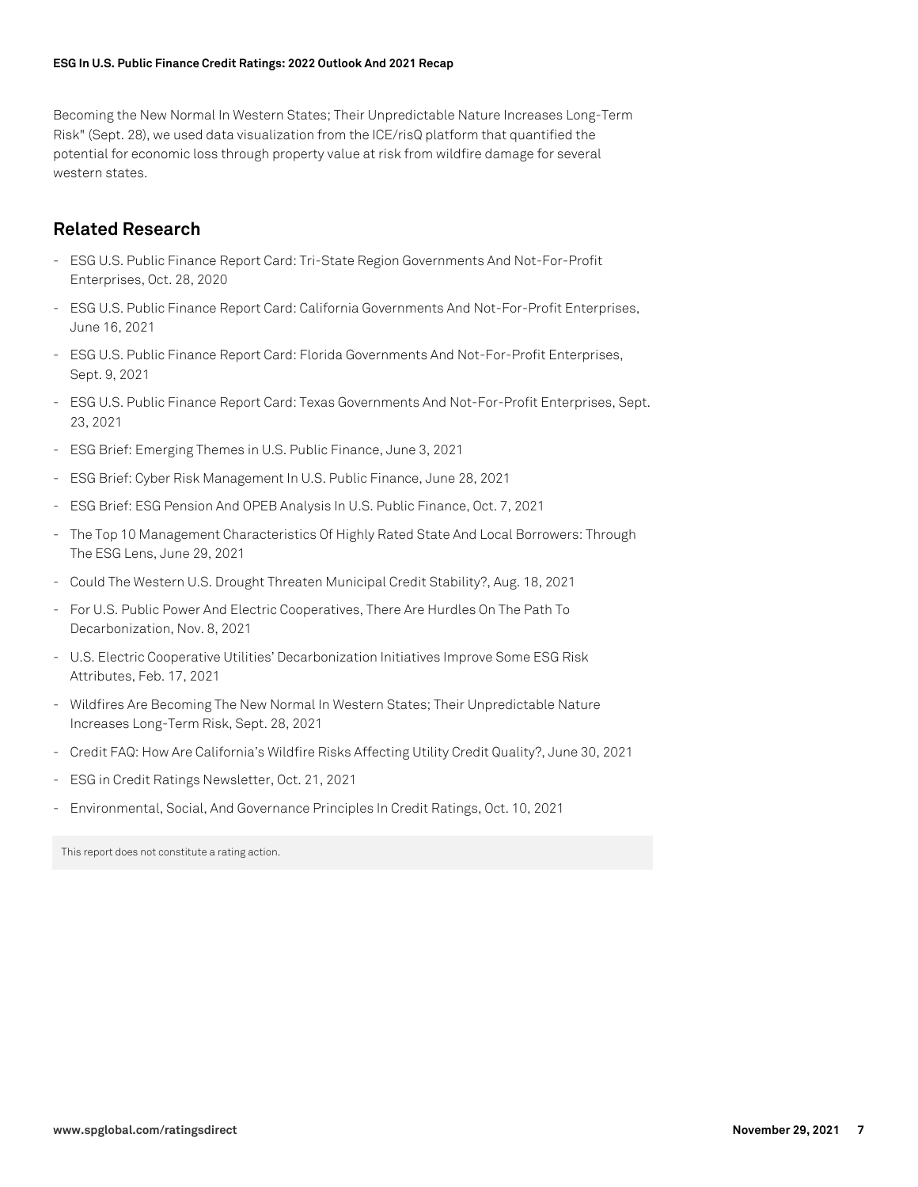Becoming the New Normal In Western States; Their Unpredictable Nature Increases Long-Term Risk" (Sept. 28), we used data visualization from the ICE/risQ platform that quantified the potential for economic loss through property value at risk from wildfire damage for several western states.

## Related Research

- ESG U.S. Public Finance Report Card: Tri-State Region Governments And Not-For-Profit Enterprises, Oct. 28, 2020
- ESG U.S. Public Finance Report Card: California Governments And Not-For-Profit Enterprises, June 16, 2021
- ESG U.S. Public Finance Report Card: Florida Governments And Not-For-Profit Enterprises, Sept. 9, 2021
- ESG U.S. Public Finance Report Card: Texas Governments And Not-For-Profit Enterprises, Sept. 23, 2021
- ESG Brief: Emerging Themes in U.S. Public Finance, June 3, 2021
- ESG Brief: Cyber Risk Management In U.S. Public Finance, June 28, 2021
- ESG Brief: ESG Pension And OPEB Analysis In U.S. Public Finance, Oct. 7, 2021
- The Top 10 Management Characteristics Of Highly Rated State And Local Borrowers: Through The ESG Lens, June 29, 2021
- Could The Western U.S. Drought Threaten Municipal Credit Stability?, Aug. 18, 2021
- For U.S. Public Power And Electric Cooperatives, There Are Hurdles On The Path To Decarbonization, Nov. 8, 2021
- U.S. Electric Cooperative Utilities' Decarbonization Initiatives Improve Some ESG Risk Attributes, Feb. 17, 2021
- Wildfires Are Becoming The New Normal In Western States; Their Unpredictable Nature Increases Long-Term Risk, Sept. 28, 2021
- Credit FAQ: How Are California's Wildfire Risks Affecting Utility Credit Quality?, June 30, 2021
- ESG in Credit Ratings Newsletter, Oct. 21, 2021
- Environmental, Social, And Governance Principles In Credit Ratings, Oct. 10, 2021

This report does not constitute a rating action.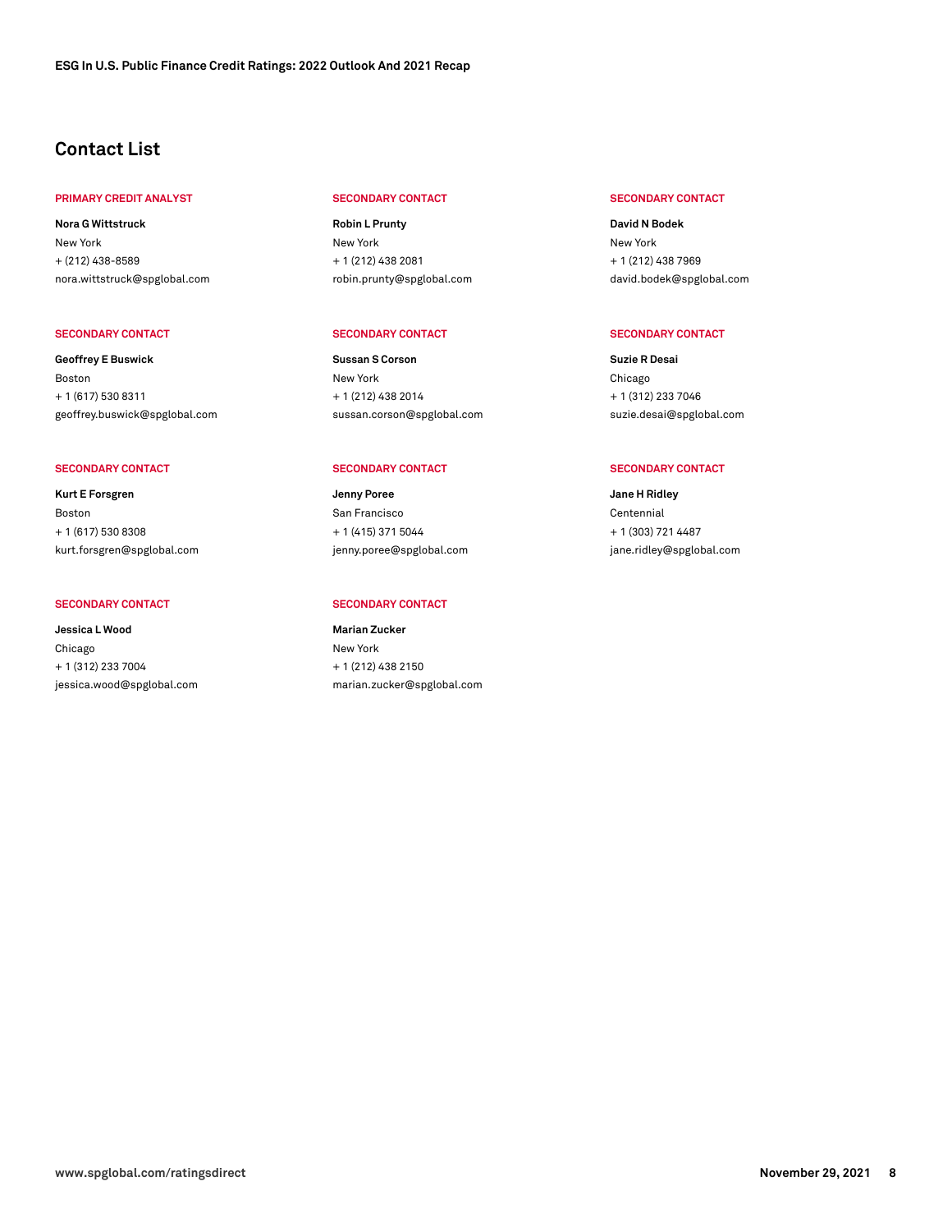## Contact List

**PRIMARY CREDIT ANALYST**

**Nora G Wittstruck**
New York
+ (212) 438-8589
nora.wittstruck@spglobal.com

**SECONDARY CONTACT**

**Robin L Prunty**
New York
+ 1 (212) 438 2081
robin.prunty@spglobal.com

**SECONDARY CONTACT**

**David N Bodek**
New York
+ 1 (212) 438 7969
david.bodek@spglobal.com

**SECONDARY CONTACT**

**Geoffrey E Buswick**
Boston
+ 1 (617) 530 8311
geoffrey.buswick@spglobal.com

**SECONDARY CONTACT**

**Sussan S Corson**
New York
+ 1 (212) 438 2014
sussan.corson@spglobal.com

**SECONDARY CONTACT**

**Suzie R Desai**
Chicago
+ 1 (312) 233 7046
suzie.desai@spglobal.com

**SECONDARY CONTACT**

**Kurt E Forsgren**
Boston
+ 1 (617) 530 8308
kurt.forsgren@spglobal.com

**SECONDARY CONTACT**

**Jenny Poree**
San Francisco
+ 1 (415) 371 5044
jenny.poree@spglobal.com

**SECONDARY CONTACT**

**Jane H Ridley**
Centennial
+ 1 (303) 721 4487
jane.ridley@spglobal.com

**SECONDARY CONTACT**

**Jessica L Wood**
Chicago
+ 1 (312) 233 7004
jessica.wood@spglobal.com

**SECONDARY CONTACT**

**Marian Zucker**
New York
+ 1 (212) 438 2150
marian.zucker@spglobal.com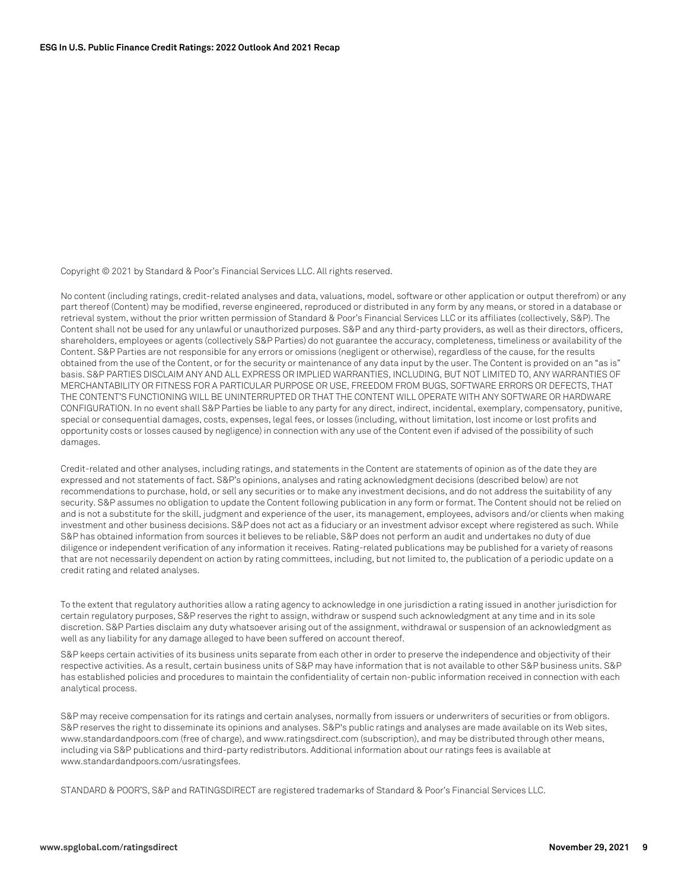Copyright © 2021 by Standard & Poor's Financial Services LLC. All rights reserved.

No content (including ratings, credit-related analyses and data, valuations, model, software or other application or output therefrom) or any part thereof (Content) may be modified, reverse engineered, reproduced or distributed in any form by any means, or stored in a database or retrieval system, without the prior written permission of Standard & Poor's Financial Services LLC or its affiliates (collectively, S&P). The Content shall not be used for any unlawful or unauthorized purposes. S&P and any third-party providers, as well as their directors, officers, shareholders, employees or agents (collectively S&P Parties) do not guarantee the accuracy, completeness, timeliness or availability of the Content. S&P Parties are not responsible for any errors or omissions (negligent or otherwise), regardless of the cause, for the results obtained from the use of the Content, or for the security or maintenance of any data input by the user. The Content is provided on an "as is" basis. S&P PARTIES DISCLAIM ANY AND ALL EXPRESS OR IMPLIED WARRANTIES, INCLUDING, BUT NOT LIMITED TO, ANY WARRANTIES OF MERCHANTABILITY OR FITNESS FOR A PARTICULAR PURPOSE OR USE, FREEDOM FROM BUGS, SOFTWARE ERRORS OR DEFECTS, THAT THE CONTENT'S FUNCTIONING WILL BE UNINTERRUPTED OR THAT THE CONTENT WILL OPERATE WITH ANY SOFTWARE OR HARDWARE CONFIGURATION. In no event shall S&P Parties be liable to any party for any direct, indirect, incidental, exemplary, compensatory, punitive, special or consequential damages, costs, expenses, legal fees, or losses (including, without limitation, lost income or lost profits and opportunity costs or losses caused by negligence) in connection with any use of the Content even if advised of the possibility of such damages.

Credit-related and other analyses, including ratings, and statements in the Content are statements of opinion as of the date they are expressed and not statements of fact. S&P's opinions, analyses and rating acknowledgment decisions (described below) are not recommendations to purchase, hold, or sell any securities or to make any investment decisions, and do not address the suitability of any security. S&P assumes no obligation to update the Content following publication in any form or format. The Content should not be relied on and is not a substitute for the skill, judgment and experience of the user, its management, employees, advisors and/or clients when making investment and other business decisions. S&P does not act as a fiduciary or an investment advisor except where registered as such. While S&P has obtained information from sources it believes to be reliable, S&P does not perform an audit and undertakes no duty of due diligence or independent verification of any information it receives. Rating-related publications may be published for a variety of reasons that are not necessarily dependent on action by rating committees, including, but not limited to, the publication of a periodic update on a credit rating and related analyses.

To the extent that regulatory authorities allow a rating agency to acknowledge in one jurisdiction a rating issued in another jurisdiction for certain regulatory purposes, S&P reserves the right to assign, withdraw or suspend such acknowledgment at any time and in its sole discretion. S&P Parties disclaim any duty whatsoever arising out of the assignment, withdrawal or suspension of an acknowledgment as well as any liability for any damage alleged to have been suffered on account thereof.

S&P keeps certain activities of its business units separate from each other in order to preserve the independence and objectivity of their respective activities. As a result, certain business units of S&P may have information that is not available to other S&P business units. S&P has established policies and procedures to maintain the confidentiality of certain non-public information received in connection with each analytical process.

S&P may receive compensation for its ratings and certain analyses, normally from issuers or underwriters of securities or from obligors. S&P reserves the right to disseminate its opinions and analyses. S&P's public ratings and analyses are made available on its Web sites, www.standardandpoors.com (free of charge), and www.ratingsdirect.com (subscription), and may be distributed through other means, including via S&P publications and third-party redistributors. Additional information about our ratings fees is available at www.standardandpoors.com/usratingsfees.

STANDARD & POOR'S, S&P and RATINGSDIRECT are registered trademarks of Standard & Poor's Financial Services LLC.